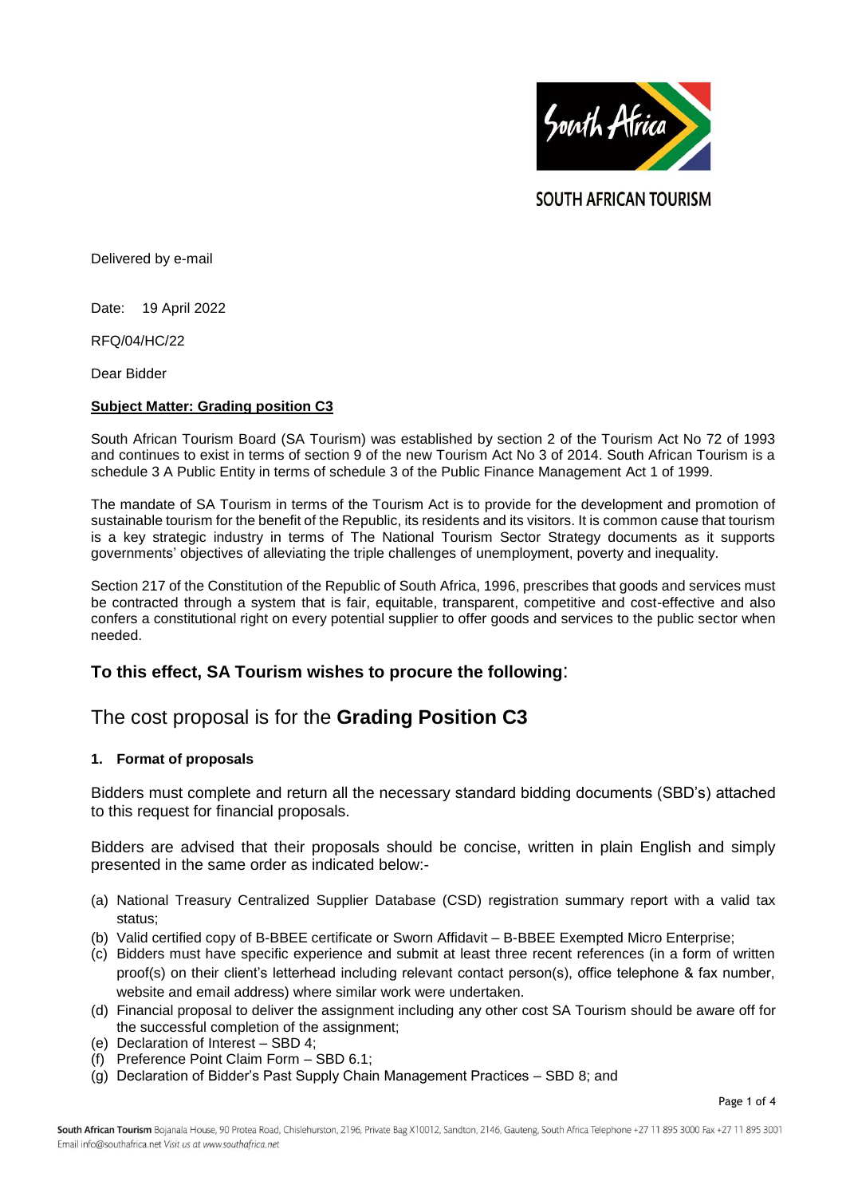SOUTH AFRICAN TOURISM

Delivered by e-mail

Date: 19 April 2022

RFQ/04/HC/22

Dear Bidder

**Subject Matter: Grading position C3**

South African Tourism Board (SA Tourism) was established by section 2 of the Tourism Act No 72 of 1993 and continues to exist in terms of section 9 of the new Tourism Act No 3 of 2014. South African Tourism is a schedule 3 A Public Entity in terms of schedule 3 of the Public Finance Management Act 1 of 1999.

The mandate of SA Tourism in terms of the Tourism Act is to provide for the development and promotion of sustainable tourism for the benefit of the Republic, its residents and its visitors. It is common cause that tourism is a key strategic industry in terms of The National Tourism Sector Strategy documents as it supports governments' objectives of alleviating the triple challenges of unemployment, poverty and inequality.

Section 217 of the Constitution of the Republic of South Africa, 1996, prescribes that goods and services must be contracted through a system that is fair, equitable, transparent, competitive and cost-effective and also confers a constitutional right on every potential supplier to offer goods and services to the public sector when needed.

## To this effect, SA Tourism wishes to procure the following:

## The cost proposal is for the **Grading Position C3**

### 1. Format of proposals

Bidders must complete and return all the necessary standard bidding documents (SBD's) attached to this request for financial proposals.

Bidders are advised that their proposals should be concise, written in plain English and simply presented in the same order as indicated below:-

(a) National Treasury Centralized Supplier Database (CSD) registration summary report with a valid tax status;
(b) Valid certified copy of B-BBEE certificate or Sworn Affidavit – B-BBEE Exempted Micro Enterprise;
(c) Bidders must have specific experience and submit at least three recent references (in a form of written proof(s) on their client's letterhead including relevant contact person(s), office telephone & fax number, website and email address) where similar work were undertaken.
(d) Financial proposal to deliver the assignment including any other cost SA Tourism should be aware off for the successful completion of the assignment;
(e) Declaration of Interest – SBD 4;
(f) Preference Point Claim Form – SBD 6.1;
(g) Declaration of Bidder's Past Supply Chain Management Practices – SBD 8; and

South African Tourism Bojanala House, 90 Protea Road, Chislehurston, 2196, Private Bag X10012, Sandton, 2146, Gauteng, South Africa Telephone +27 11 895 3000 Fax +27 11 895 3001 Email info@southafrica.net *Visit us at www.southafrica.net*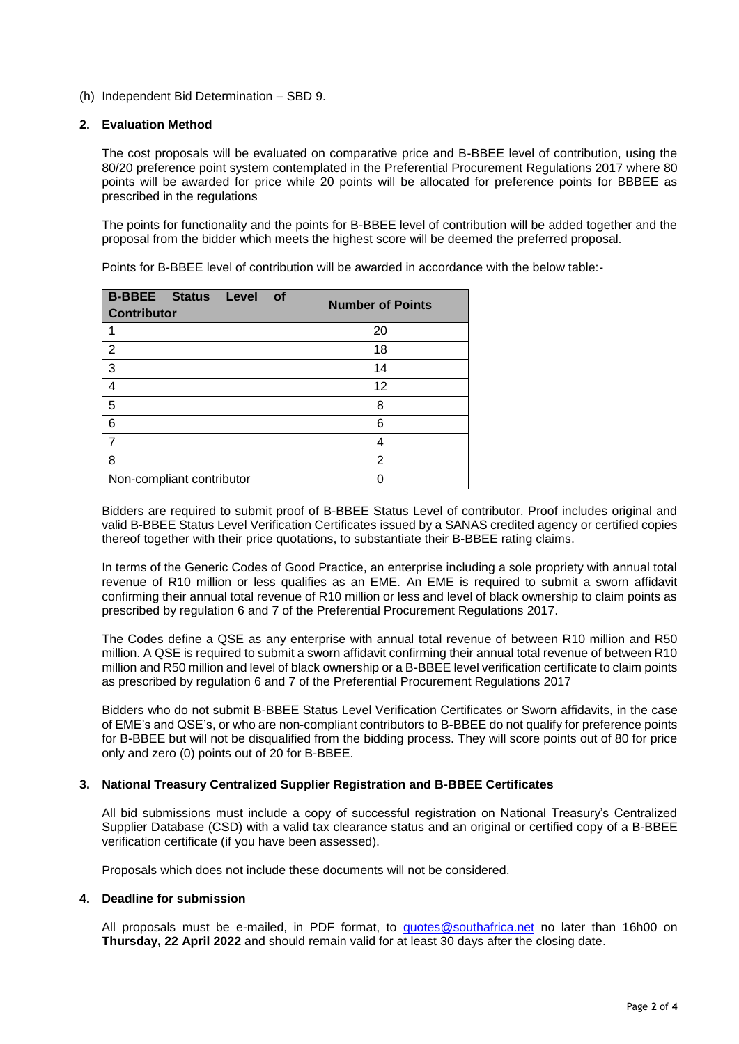(h) Independent Bid Determination – SBD 9.

## 2. Evaluation Method

The cost proposals will be evaluated on comparative price and B-BBEE level of contribution, using the 80/20 preference point system contemplated in the Preferential Procurement Regulations 2017 where 80 points will be awarded for price while 20 points will be allocated for preference points for BBBEE as prescribed in the regulations

The points for functionality and the points for B-BBEE level of contribution will be added together and the proposal from the bidder which meets the highest score will be deemed the preferred proposal.

Points for B-BBEE level of contribution will be awarded in accordance with the below table:-

| B-BBEE Status Level of Contributor | Number of Points |
|---|---|
| 1 | 20 |
| 2 | 18 |
| 3 | 14 |
| 4 | 12 |
| 5 | 8 |
| 6 | 6 |
| 7 | 4 |
| 8 | 2 |
| Non-compliant contributor | 0 |

Bidders are required to submit proof of B-BBEE Status Level of contributor. Proof includes original and valid B-BBEE Status Level Verification Certificates issued by a SANAS credited agency or certified copies thereof together with their price quotations, to substantiate their B-BBEE rating claims.

In terms of the Generic Codes of Good Practice, an enterprise including a sole propriety with annual total revenue of R10 million or less qualifies as an EME. An EME is required to submit a sworn affidavit confirming their annual total revenue of R10 million or less and level of black ownership to claim points as prescribed by regulation 6 and 7 of the Preferential Procurement Regulations 2017.

The Codes define a QSE as any enterprise with annual total revenue of between R10 million and R50 million. A QSE is required to submit a sworn affidavit confirming their annual total revenue of between R10 million and R50 million and level of black ownership or a B-BBEE level verification certificate to claim points as prescribed by regulation 6 and 7 of the Preferential Procurement Regulations 2017

Bidders who do not submit B-BBEE Status Level Verification Certificates or Sworn affidavits, in the case of EME's and QSE's, or who are non-compliant contributors to B-BBEE do not qualify for preference points for B-BBEE but will not be disqualified from the bidding process. They will score points out of 80 for price only and zero (0) points out of 20 for B-BBEE.

## 3. National Treasury Centralized Supplier Registration and B-BBEE Certificates

All bid submissions must include a copy of successful registration on National Treasury's Centralized Supplier Database (CSD) with a valid tax clearance status and an original or certified copy of a B-BBEE verification certificate (if you have been assessed).

Proposals which does not include these documents will not be considered.

## 4. Deadline for submission

All proposals must be e-mailed, in PDF format, to quotes@southafrica.net no later than 16h00 on **Thursday, 22 April 2022** and should remain valid for at least 30 days after the closing date.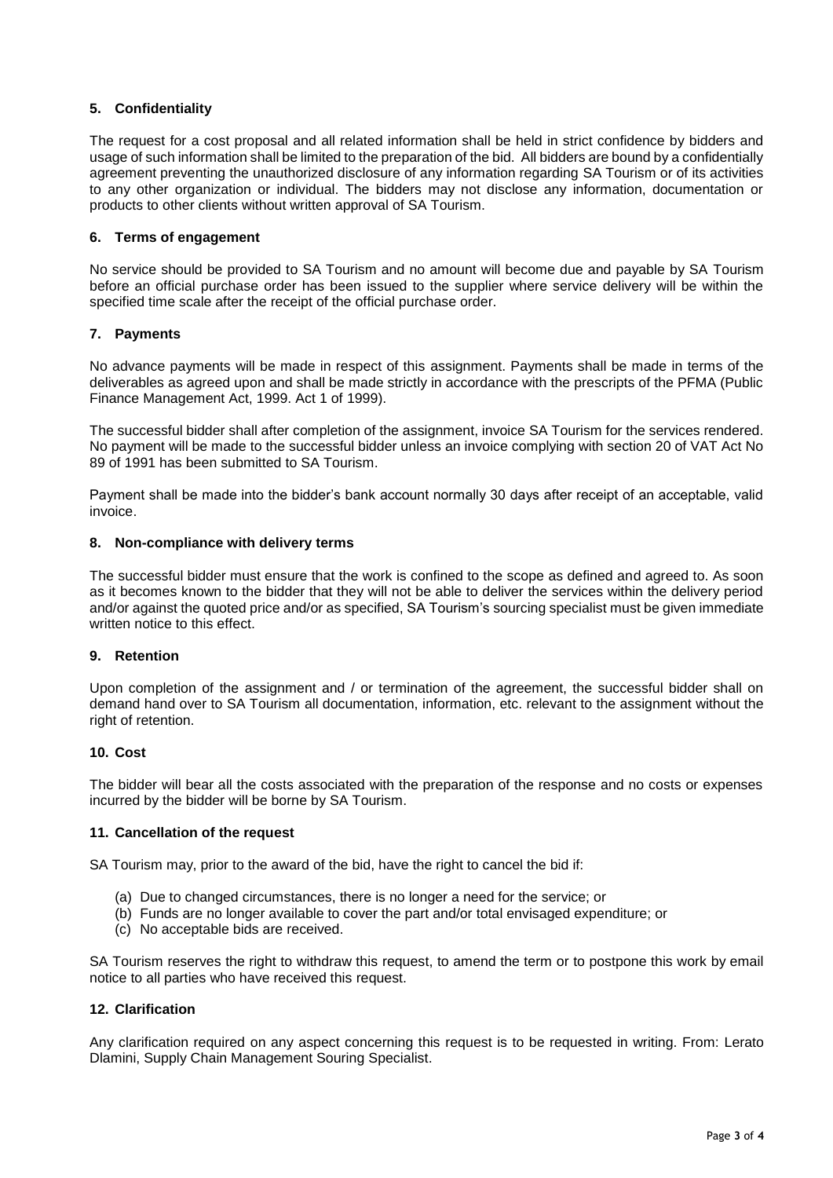### 5. Confidentiality

The request for a cost proposal and all related information shall be held in strict confidence by bidders and usage of such information shall be limited to the preparation of the bid. All bidders are bound by a confidentially agreement preventing the unauthorized disclosure of any information regarding SA Tourism or of its activities to any other organization or individual. The bidders may not disclose any information, documentation or products to other clients without written approval of SA Tourism.

### 6. Terms of engagement

No service should be provided to SA Tourism and no amount will become due and payable by SA Tourism before an official purchase order has been issued to the supplier where service delivery will be within the specified time scale after the receipt of the official purchase order.

### 7. Payments

No advance payments will be made in respect of this assignment. Payments shall be made in terms of the deliverables as agreed upon and shall be made strictly in accordance with the prescripts of the PFMA (Public Finance Management Act, 1999. Act 1 of 1999).

The successful bidder shall after completion of the assignment, invoice SA Tourism for the services rendered. No payment will be made to the successful bidder unless an invoice complying with section 20 of VAT Act No 89 of 1991 has been submitted to SA Tourism.

Payment shall be made into the bidder's bank account normally 30 days after receipt of an acceptable, valid invoice.

### 8. Non-compliance with delivery terms

The successful bidder must ensure that the work is confined to the scope as defined and agreed to. As soon as it becomes known to the bidder that they will not be able to deliver the services within the delivery period and/or against the quoted price and/or as specified, SA Tourism's sourcing specialist must be given immediate written notice to this effect.

### 9. Retention

Upon completion of the assignment and / or termination of the agreement, the successful bidder shall on demand hand over to SA Tourism all documentation, information, etc. relevant to the assignment without the right of retention.

### 10. Cost

The bidder will bear all the costs associated with the preparation of the response and no costs or expenses incurred by the bidder will be borne by SA Tourism.

### 11. Cancellation of the request

SA Tourism may, prior to the award of the bid, have the right to cancel the bid if:

(a) Due to changed circumstances, there is no longer a need for the service; or
(b) Funds are no longer available to cover the part and/or total envisaged expenditure; or
(c) No acceptable bids are received.

SA Tourism reserves the right to withdraw this request, to amend the term or to postpone this work by email notice to all parties who have received this request.

### 12. Clarification

Any clarification required on any aspect concerning this request is to be requested in writing. From: Lerato Dlamini, Supply Chain Management Souring Specialist.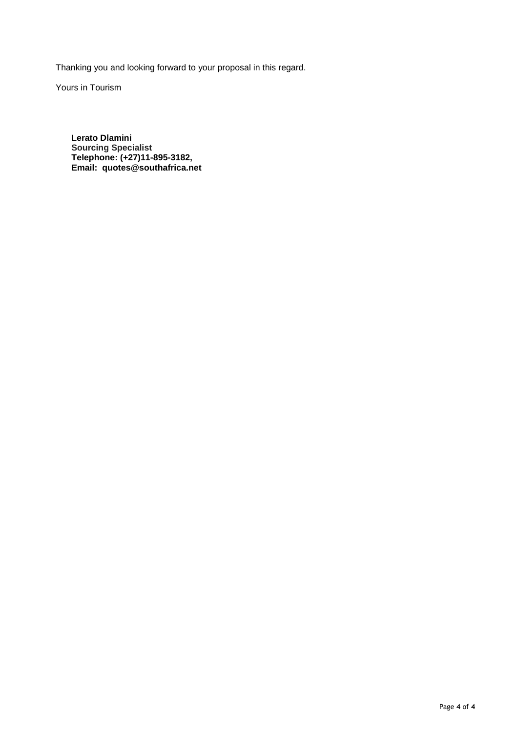Thanking you and looking forward to your proposal in this regard.

Yours in Tourism

**Lerato Dlamini**
**Sourcing Specialist**
**Telephone: (+27)11-895-3182,**
**Email: quotes@southafrica.net**